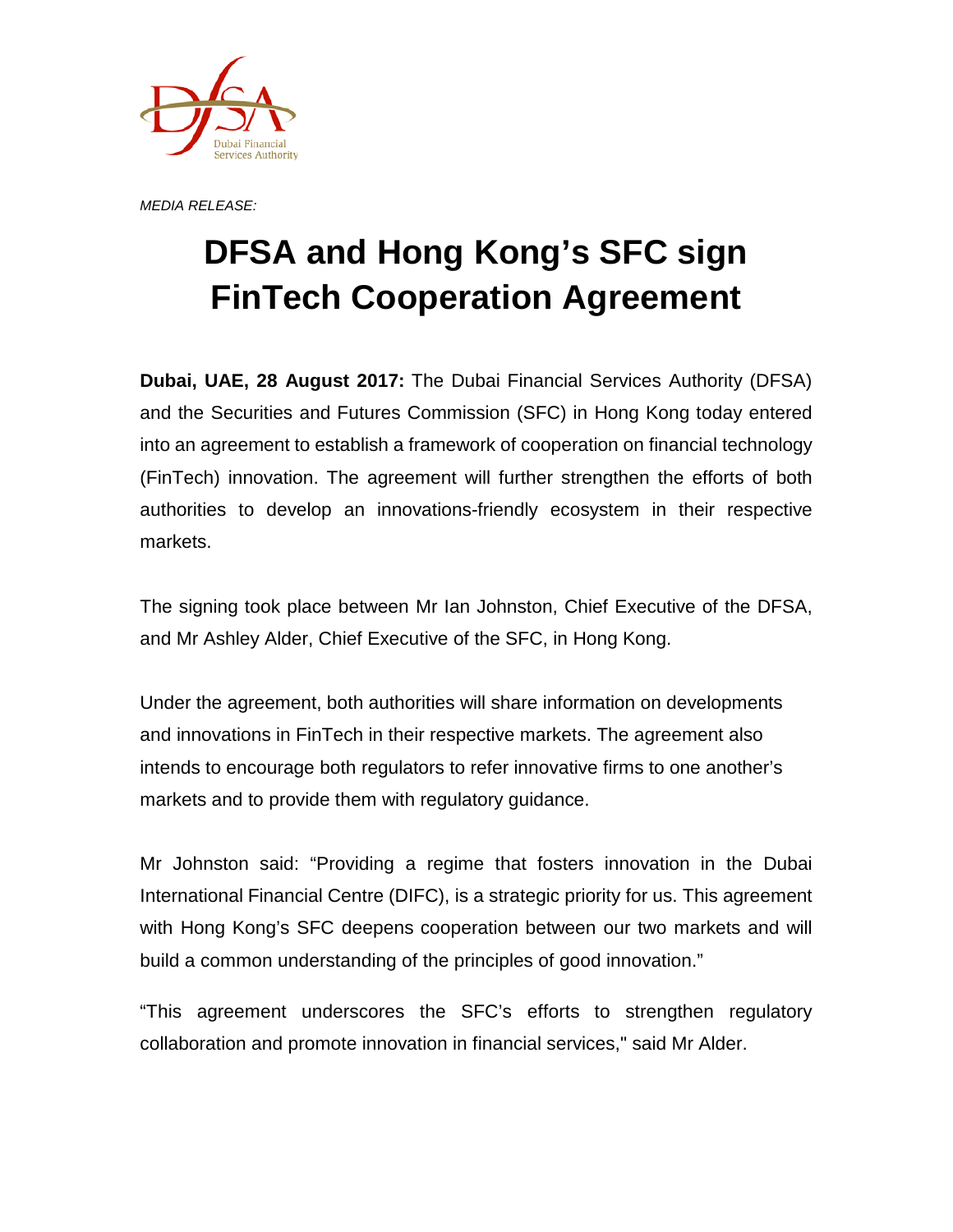*MEDIA RELEASE:*

# DFSA and Hong Kong's SFC sign FinTech Cooperation Agreement

**Dubai, UAE, 28 August 2017:** The Dubai Financial Services Authority (DFSA) and the Securities and Futures Commission (SFC) in Hong Kong today entered into an agreement to establish a framework of cooperation on financial technology (FinTech) innovation. The agreement will further strengthen the efforts of both authorities to develop an innovations-friendly ecosystem in their respective markets.

The signing took place between Mr Ian Johnston, Chief Executive of the DFSA, and Mr Ashley Alder, Chief Executive of the SFC, in Hong Kong.

Under the agreement, both authorities will share information on developments and innovations in FinTech in their respective markets. The agreement also intends to encourage both regulators to refer innovative firms to one another's markets and to provide them with regulatory guidance.

Mr Johnston said: "Providing a regime that fosters innovation in the Dubai International Financial Centre (DIFC), is a strategic priority for us. This agreement with Hong Kong's SFC deepens cooperation between our two markets and will build a common understanding of the principles of good innovation."

"This agreement underscores the SFC's efforts to strengthen regulatory collaboration and promote innovation in financial services," said Mr Alder.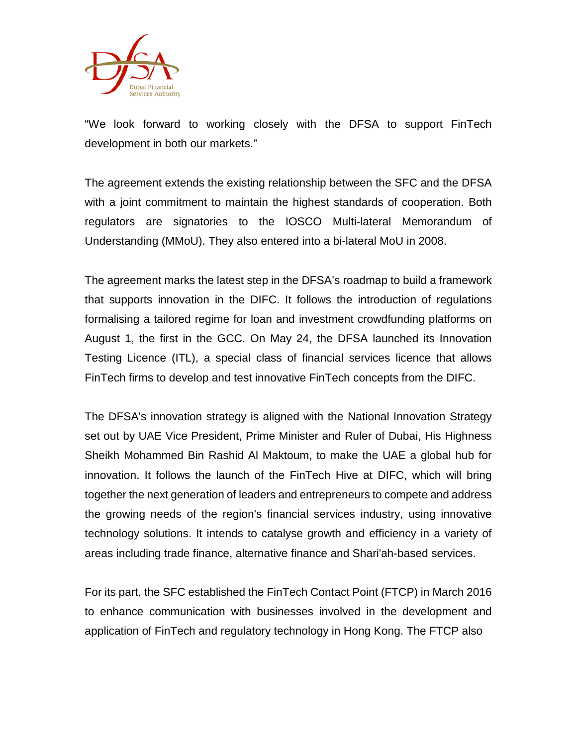"We look forward to working closely with the DFSA to support FinTech development in both our markets."

The agreement extends the existing relationship between the SFC and the DFSA with a joint commitment to maintain the highest standards of cooperation. Both regulators are signatories to the IOSCO Multi-lateral Memorandum of Understanding (MMoU). They also entered into a bi-lateral MoU in 2008.

The agreement marks the latest step in the DFSA's roadmap to build a framework that supports innovation in the DIFC. It follows the introduction of regulations formalising a tailored regime for loan and investment crowdfunding platforms on August 1, the first in the GCC. On May 24, the DFSA launched its Innovation Testing Licence (ITL), a special class of financial services licence that allows FinTech firms to develop and test innovative FinTech concepts from the DIFC.

The DFSA's innovation strategy is aligned with the National Innovation Strategy set out by UAE Vice President, Prime Minister and Ruler of Dubai, His Highness Sheikh Mohammed Bin Rashid Al Maktoum, to make the UAE a global hub for innovation. It follows the launch of the FinTech Hive at DIFC, which will bring together the next generation of leaders and entrepreneurs to compete and address the growing needs of the region's financial services industry, using innovative technology solutions. It intends to catalyse growth and efficiency in a variety of areas including trade finance, alternative finance and Shari'ah-based services.

For its part, the SFC established the FinTech Contact Point (FTCP) in March 2016 to enhance communication with businesses involved in the development and application of FinTech and regulatory technology in Hong Kong. The FTCP also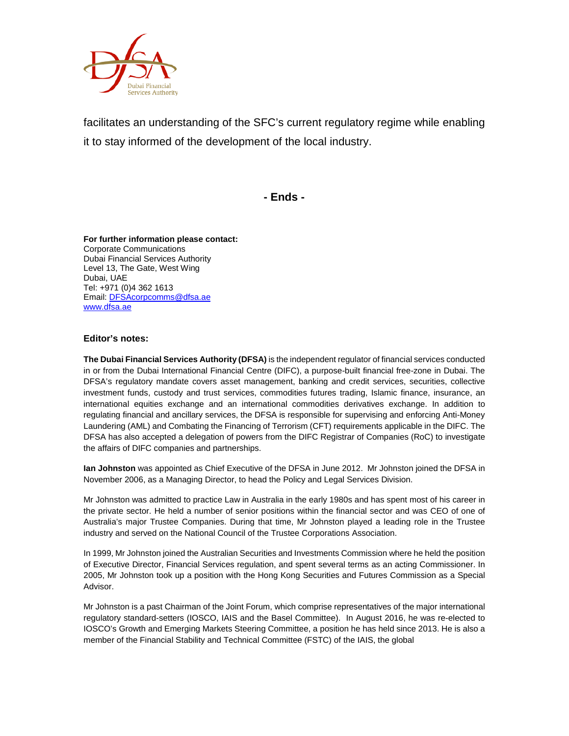facilitates an understanding of the SFC's current regulatory regime while enabling it to stay informed of the development of the local industry.

**- Ends -**

**For further information please contact:**
Corporate Communications
Dubai Financial Services Authority
Level 13, The Gate, West Wing
Dubai, UAE
Tel: +971 (0)4 362 1613
Email: [DFSAcorpcomms@dfsa.ae](mailto:DFSAcorpcomms@dfsa.ae)
[www.dfsa.ae](http://www.dfsa.ae)

**Editor's notes:**

**The Dubai Financial Services Authority (DFSA)** is the independent regulator of financial services conducted in or from the Dubai International Financial Centre (DIFC), a purpose-built financial free-zone in Dubai. The DFSA's regulatory mandate covers asset management, banking and credit services, securities, collective investment funds, custody and trust services, commodities futures trading, Islamic finance, insurance, an international equities exchange and an international commodities derivatives exchange. In addition to regulating financial and ancillary services, the DFSA is responsible for supervising and enforcing Anti-Money Laundering (AML) and Combating the Financing of Terrorism (CFT) requirements applicable in the DIFC. The DFSA has also accepted a delegation of powers from the DIFC Registrar of Companies (RoC) to investigate the affairs of DIFC companies and partnerships.

**Ian Johnston** was appointed as Chief Executive of the DFSA in June 2012. Mr Johnston joined the DFSA in November 2006, as a Managing Director, to head the Policy and Legal Services Division.

Mr Johnston was admitted to practice Law in Australia in the early 1980s and has spent most of his career in the private sector. He held a number of senior positions within the financial sector and was CEO of one of Australia's major Trustee Companies. During that time, Mr Johnston played a leading role in the Trustee industry and served on the National Council of the Trustee Corporations Association.

In 1999, Mr Johnston joined the Australian Securities and Investments Commission where he held the position of Executive Director, Financial Services regulation, and spent several terms as an acting Commissioner. In 2005, Mr Johnston took up a position with the Hong Kong Securities and Futures Commission as a Special Advisor.

Mr Johnston is a past Chairman of the Joint Forum, which comprise representatives of the major international regulatory standard-setters (IOSCO, IAIS and the Basel Committee). In August 2016, he was re-elected to IOSCO's Growth and Emerging Markets Steering Committee, a position he has held since 2013. He is also a member of the Financial Stability and Technical Committee (FSTC) of the IAIS, the global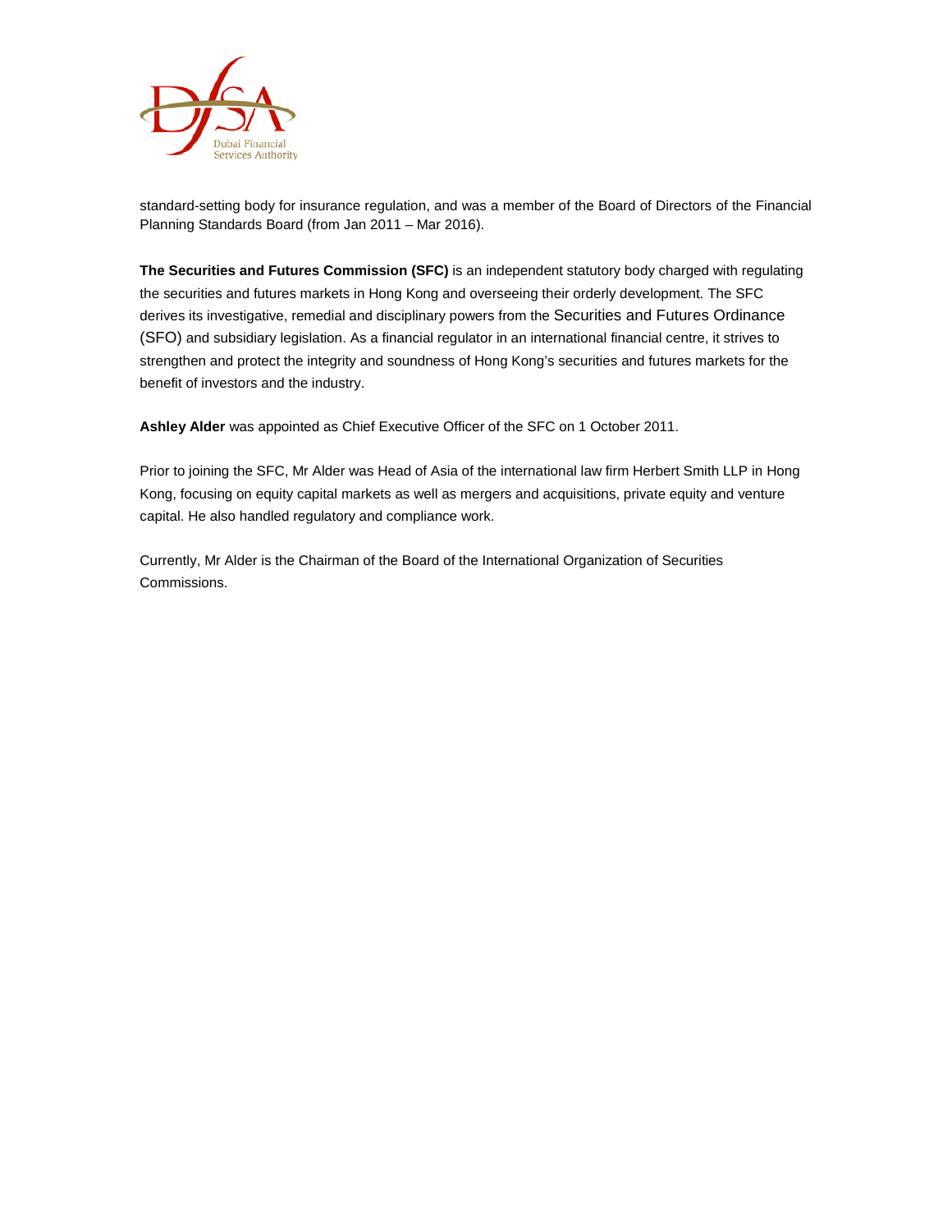standard-setting body for insurance regulation, and was a member of the Board of Directors of the Financial Planning Standards Board (from Jan 2011 – Mar 2016).

**The Securities and Futures Commission (SFC)** is an independent statutory body charged with regulating the securities and futures markets in Hong Kong and overseeing their orderly development. The SFC derives its investigative, remedial and disciplinary powers from the Securities and Futures Ordinance (SFO) and subsidiary legislation. As a financial regulator in an international financial centre, it strives to strengthen and protect the integrity and soundness of Hong Kong's securities and futures markets for the benefit of investors and the industry.

**Ashley Alder** was appointed as Chief Executive Officer of the SFC on 1 October 2011.

Prior to joining the SFC, Mr Alder was Head of Asia of the international law firm Herbert Smith LLP in Hong Kong, focusing on equity capital markets as well as mergers and acquisitions, private equity and venture capital. He also handled regulatory and compliance work.

Currently, Mr Alder is the Chairman of the Board of the International Organization of Securities Commissions.